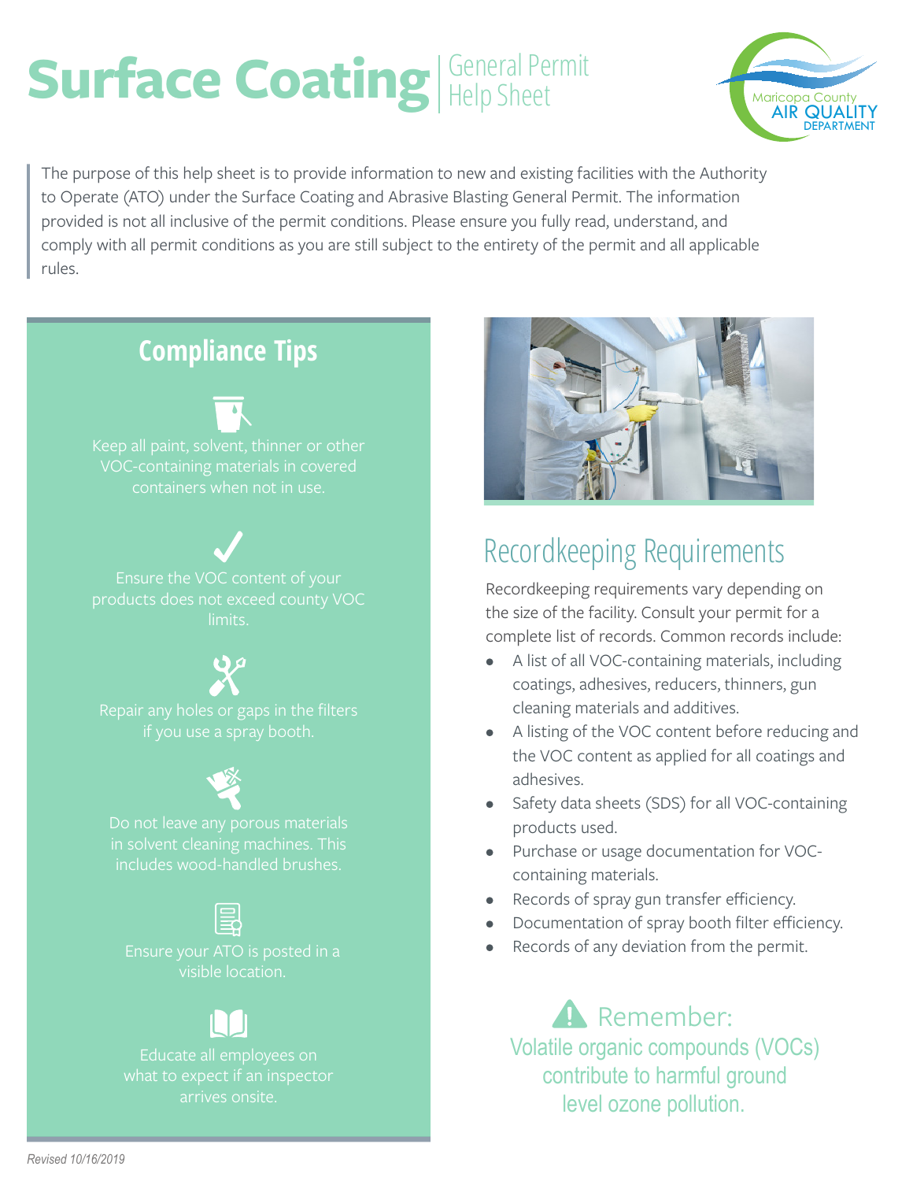# Surface Coating General Permit Help Sheet

Maricopa County AIR QUALITY DEPARTMENT

The purpose of this help sheet is to provide information to new and existing facilities with the Authority to Operate (ATO) under the Surface Coating and Abrasive Blasting General Permit. The information provided is not all inclusive of the permit conditions. Please ensure you fully read, understand, and comply with all permit conditions as you are still subject to the entirety of the permit and all applicable rules.

## Compliance Tips

Keep all paint, solvent, thinner or other VOC-containing materials in covered containers when not in use.

Ensure the VOC content of your products does not exceed county VOC limits.

Repair any holes or gaps in the filters if you use a spray booth.

Do not leave any porous materials in solvent cleaning machines. This includes wood-handled brushes.

Ensure your ATO is posted in a visible location.

Educate all employees on what to expect if an inspector arrives onsite.

## Recordkeeping Requirements

Recordkeeping requirements vary depending on the size of the facility. Consult your permit for a complete list of records. Common records include:

- A list of all VOC-containing materials, including coatings, adhesives, reducers, thinners, gun cleaning materials and additives.
- A listing of the VOC content before reducing and the VOC content as applied for all coatings and adhesives.
- Safety data sheets (SDS) for all VOC-containing products used.
- Purchase or usage documentation for VOC-containing materials.
- Records of spray gun transfer efficiency.
- Documentation of spray booth filter efficiency.
- Records of any deviation from the permit.

**Remember:** Volatile organic compounds (VOCs) contribute to harmful ground level ozone pollution.

*Revised 10/16/2019*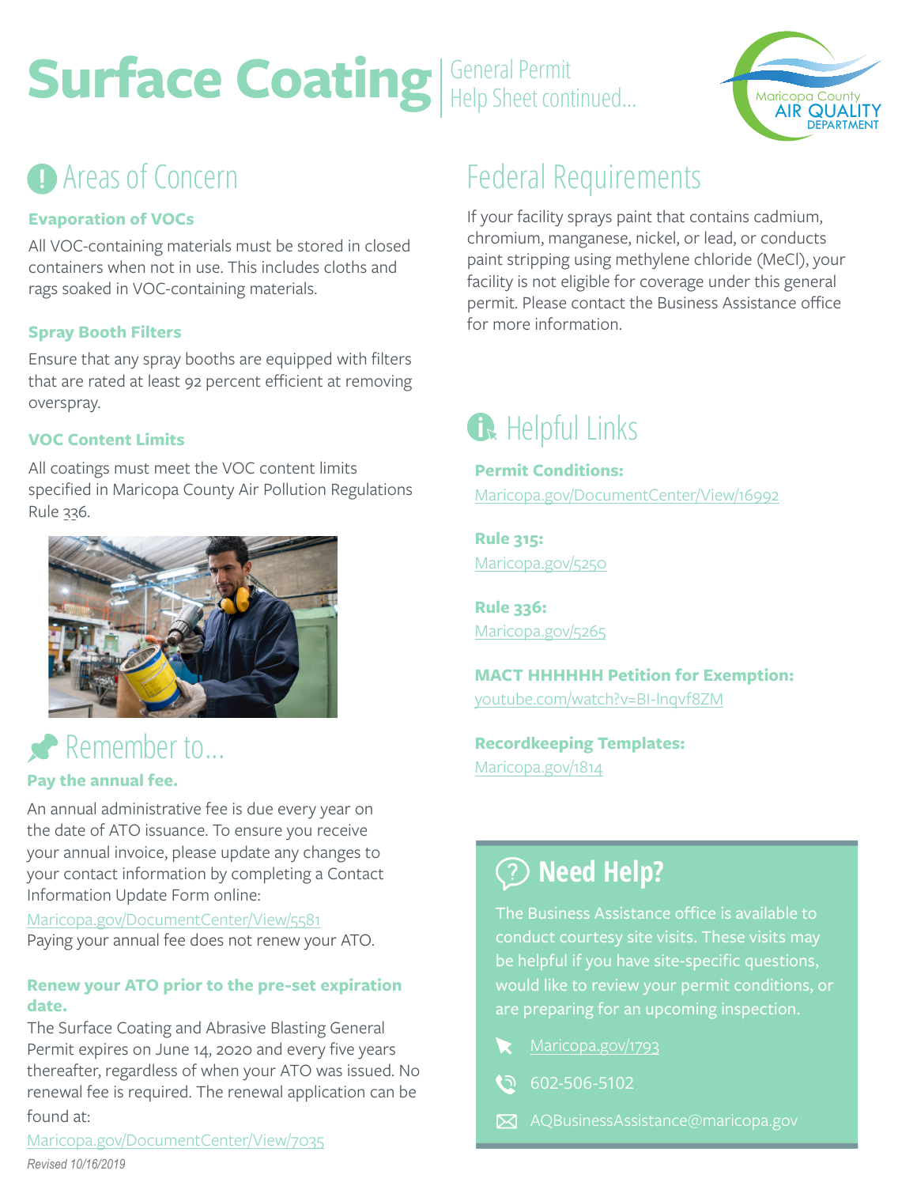# Surface Coating

General Permit Help Sheet continued...

## Areas of Concern

### Evaporation of VOCs

All VOC-containing materials must be stored in closed containers when not in use. This includes cloths and rags soaked in VOC-containing materials.

### Spray Booth Filters

Ensure that any spray booths are equipped with filters that are rated at least 92 percent efficient at removing overspray.

### VOC Content Limits

All coatings must meet the VOC content limits specified in Maricopa County Air Pollution Regulations Rule 336.

## Remember to...

### Pay the annual fee.

An annual administrative fee is due every year on the date of ATO issuance. To ensure you receive your annual invoice, please update any changes to your contact information by completing a Contact Information Update Form online:
Maricopa.gov/DocumentCenter/View/5581
Paying your annual fee does not renew your ATO.

### Renew your ATO prior to the pre-set expiration date.

The Surface Coating and Abrasive Blasting General Permit expires on June 14, 2020 and every five years thereafter, regardless of when your ATO was issued. No renewal fee is required. The renewal application can be found at:
Maricopa.gov/DocumentCenter/View/7035

## Federal Requirements

If your facility sprays paint that contains cadmium, chromium, manganese, nickel, or lead, or conducts paint stripping using methylene chloride (MeCl), your facility is not eligible for coverage under this general permit. Please contact the Business Assistance office for more information.

## Helpful Links

**Permit Conditions:**
Maricopa.gov/DocumentCenter/View/16992

**Rule 315:**
Maricopa.gov/5250

**Rule 336:**
Maricopa.gov/5265

**MACT HHHHHH Petition for Exemption:**
youtube.com/watch?v=BI-lnqvf8ZM

**Recordkeeping Templates:**
Maricopa.gov/1814

## Need Help?

The Business Assistance office is available to conduct courtesy site visits. These visits may be helpful if you have site-specific questions, would like to review your permit conditions, or are preparing for an upcoming inspection.

- Maricopa.gov/1793
- 602-506-5102
- AQBusinessAssistance@maricopa.gov

*Revised 10/16/2019*